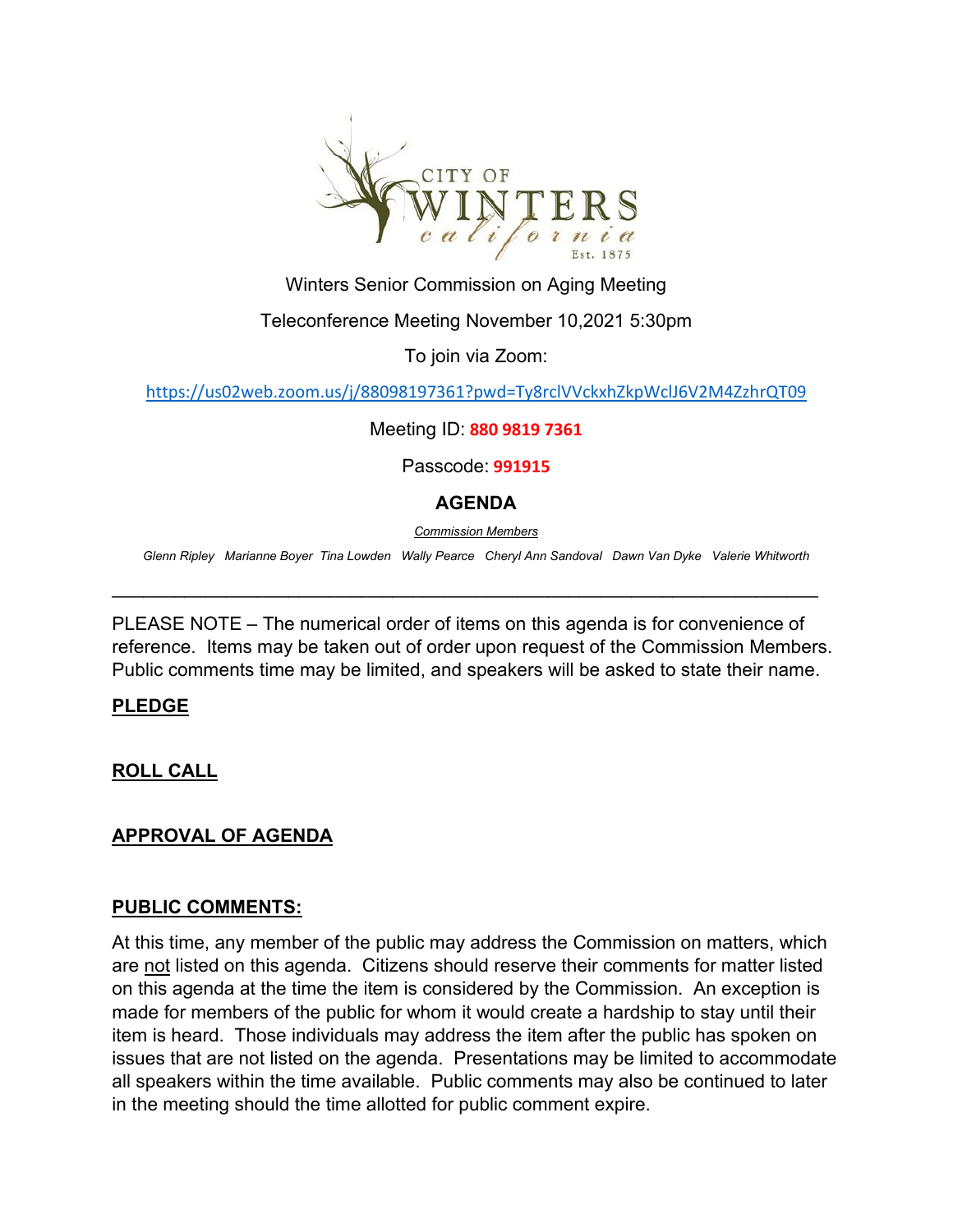CITY OF WINTERS california Est. 1875

Winters Senior Commission on Aging Meeting

Teleconference Meeting November 10,2021 5:30pm

To join via Zoom:

https://us02web.zoom.us/j/88098197361?pwd=Ty8rclVVckxhZkpWclJ6V2M4ZzhrQT09

Meeting ID: **880 9819 7361**

Passcode: **991915**

## AGENDA

*Commission Members*

*Glenn Ripley Marianne Boyer Tina Lowden Wally Pearce Cheryl Ann Sandoval Dawn Van Dyke Valerie Whitworth*

---

PLEASE NOTE – The numerical order of items on this agenda is for convenience of reference. Items may be taken out of order upon request of the Commission Members. Public comments time may be limited, and speakers will be asked to state their name.

**PLEDGE**

**ROLL CALL**

**APPROVAL OF AGENDA**

**PUBLIC COMMENTS:**

At this time, any member of the public may address the Commission on matters, which are not listed on this agenda. Citizens should reserve their comments for matter listed on this agenda at the time the item is considered by the Commission. An exception is made for members of the public for whom it would create a hardship to stay until their item is heard. Those individuals may address the item after the public has spoken on issues that are not listed on the agenda. Presentations may be limited to accommodate all speakers within the time available. Public comments may also be continued to later in the meeting should the time allotted for public comment expire.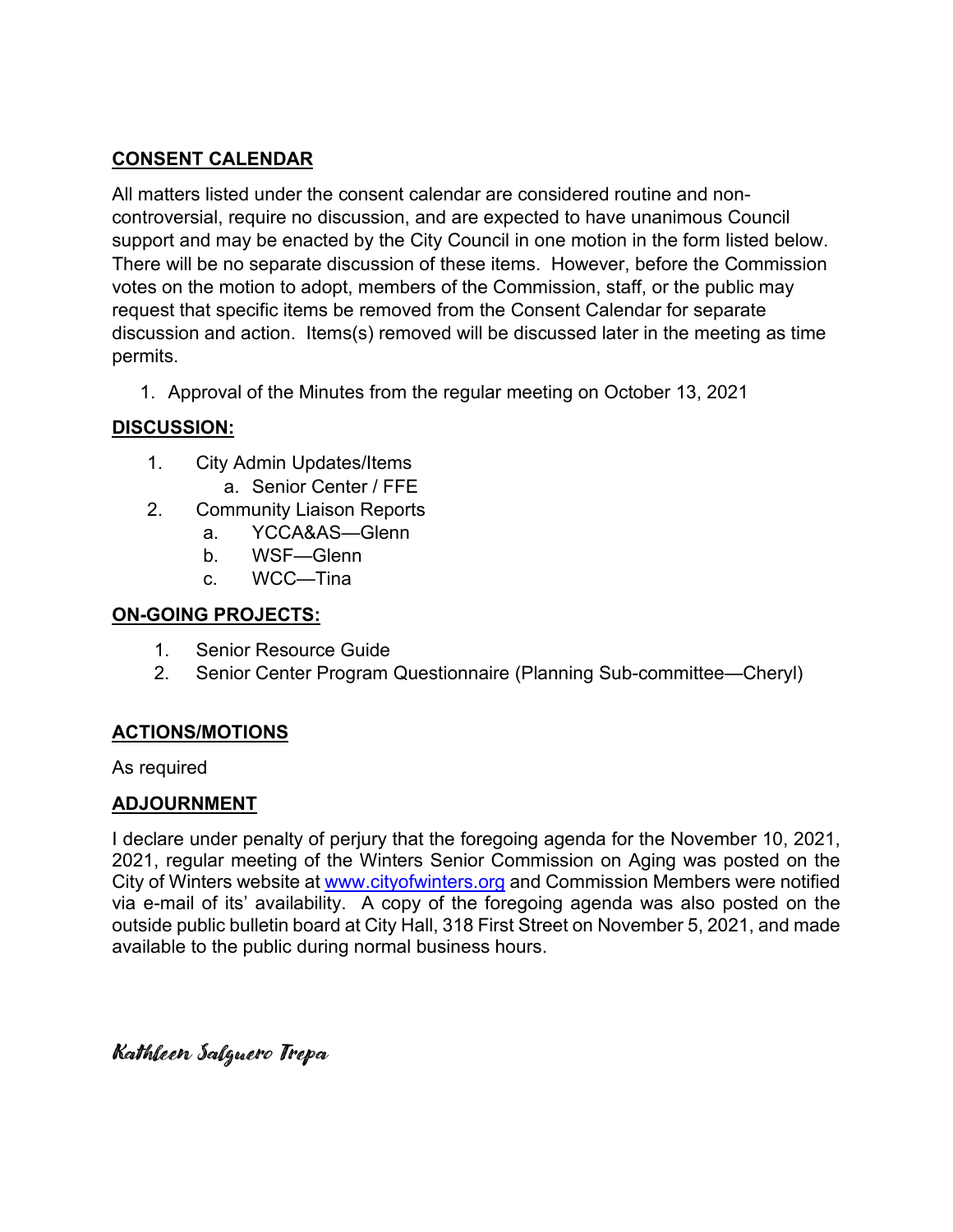## CONSENT CALENDAR

All matters listed under the consent calendar are considered routine and non-controversial, require no discussion, and are expected to have unanimous Council support and may be enacted by the City Council in one motion in the form listed below. There will be no separate discussion of these items. However, before the Commission votes on the motion to adopt, members of the Commission, staff, or the public may request that specific items be removed from the Consent Calendar for separate discussion and action. Items(s) removed will be discussed later in the meeting as time permits.

1. Approval of the Minutes from the regular meeting on October 13, 2021

## DISCUSSION:

1. City Admin Updates/Items
   a. Senior Center / FFE
2. Community Liaison Reports
   a. YCCA&AS—Glenn
   b. WSF—Glenn
   c. WCC—Tina

## ON-GOING PROJECTS:

1. Senior Resource Guide
2. Senior Center Program Questionnaire (Planning Sub-committee—Cheryl)

## ACTIONS/MOTIONS

As required

## ADJOURNMENT

I declare under penalty of perjury that the foregoing agenda for the November 10, 2021, 2021, regular meeting of the Winters Senior Commission on Aging was posted on the City of Winters website at [www.cityofwinters.org](http://www.cityofwinters.org) and Commission Members were notified via e-mail of its' availability. A copy of the foregoing agenda was also posted on the outside public bulletin board at City Hall, 318 First Street on November 5, 2021, and made available to the public during normal business hours.

*Kathleen Salguero Trepa*